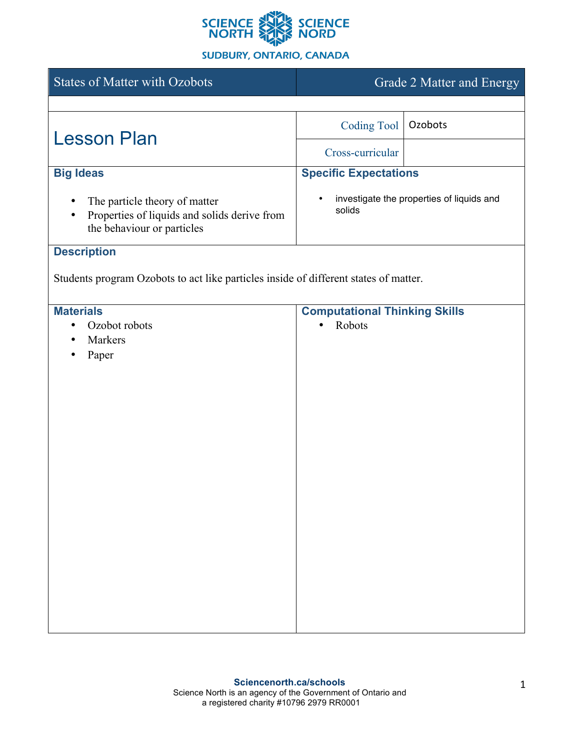SCIENCE NORTH | SCIENCE NORD

SUDBURY, ONTARIO, CANADA

| States of Matter with Ozobots | Grade 2 Matter and Energy |
|---|---|

# Lesson Plan

| | |
|---|---|
| Coding Tool | Ozobots |
| Cross-curricular | |

## Big Ideas

- The particle theory of matter
- Properties of liquids and solids derive from the behaviour or particles

## Specific Expectations

- investigate the properties of liquids and solids

## Description

Students program Ozobots to act like particles inside of different states of matter.

## Materials

- Ozobot robots
- Markers
- Paper

## Computational Thinking Skills

- Robots

**Sciencenorth.ca/schools**
Science North is an agency of the Government of Ontario and a registered charity #10796 2979 RR0001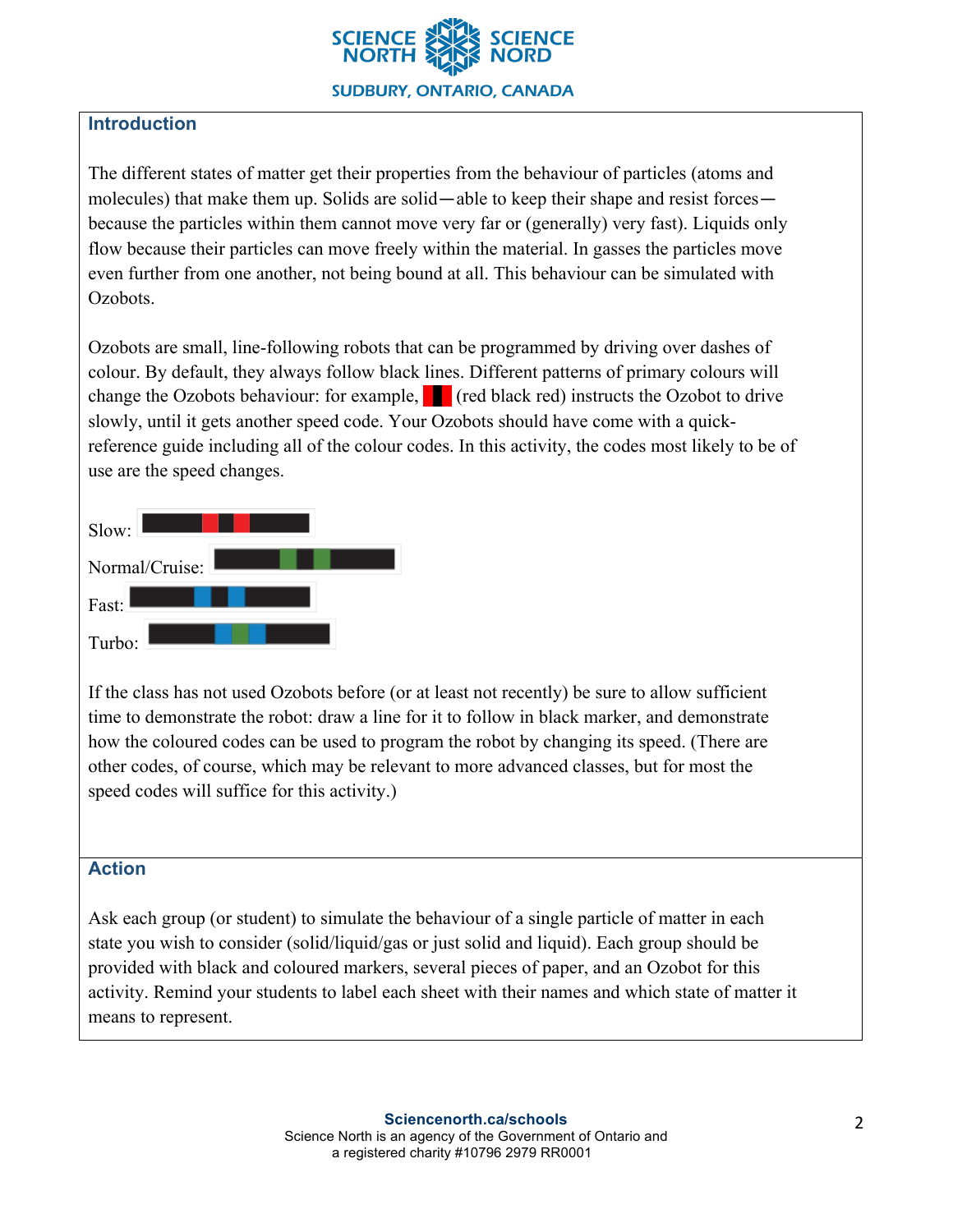## Introduction

The different states of matter get their properties from the behaviour of particles (atoms and molecules) that make them up. Solids are solid—able to keep their shape and resist forces—because the particles within them cannot move very far or (generally) very fast). Liquids only flow because their particles can move freely within the material. In gasses the particles move even further from one another, not being bound at all. This behaviour can be simulated with Ozobots.

Ozobots are small, line-following robots that can be programmed by driving over dashes of colour. By default, they always follow black lines. Different patterns of primary colours will change the Ozobots behaviour: for example, (red black red) instructs the Ozobot to drive slowly, until it gets another speed code. Your Ozobots should have come with a quick-reference guide including all of the colour codes. In this activity, the codes most likely to be of use are the speed changes.

Slow:

Normal/Cruise:

Fast:

Turbo:

If the class has not used Ozobots before (or at least not recently) be sure to allow sufficient time to demonstrate the robot: draw a line for it to follow in black marker, and demonstrate how the coloured codes can be used to program the robot by changing its speed. (There are other codes, of course, which may be relevant to more advanced classes, but for most the speed codes will suffice for this activity.)

## Action

Ask each group (or student) to simulate the behaviour of a single particle of matter in each state you wish to consider (solid/liquid/gas or just solid and liquid). Each group should be provided with black and coloured markers, several pieces of paper, and an Ozobot for this activity. Remind your students to label each sheet with their names and which state of matter it means to represent.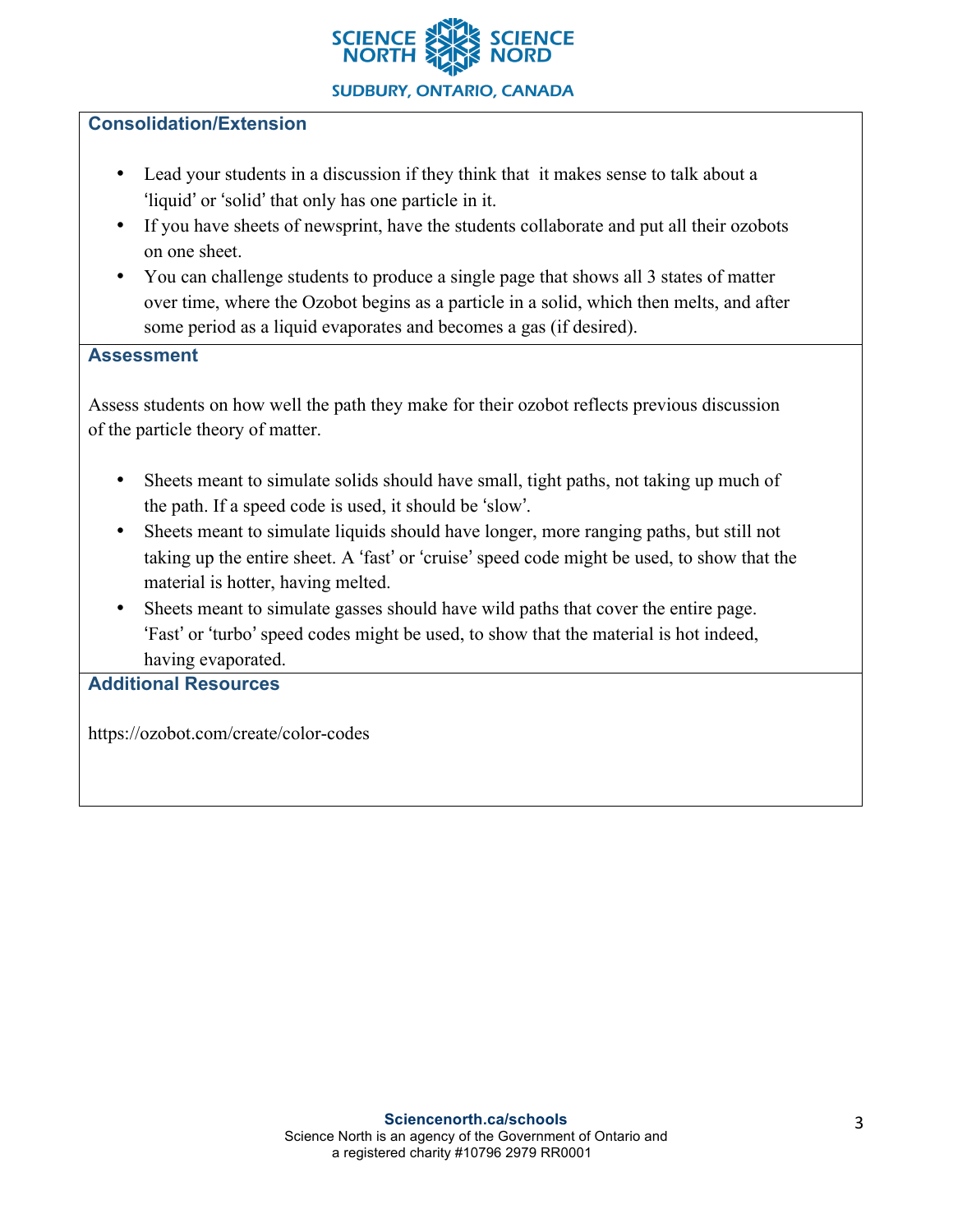## Consolidation/Extension

- Lead your students in a discussion if they think that  it makes sense to talk about a 'liquid' or 'solid' that only has one particle in it.
- If you have sheets of newsprint, have the students collaborate and put all their ozobots on one sheet.
- You can challenge students to produce a single page that shows all 3 states of matter over time, where the Ozobot begins as a particle in a solid, which then melts, and after some period as a liquid evaporates and becomes a gas (if desired).

## Assessment

Assess students on how well the path they make for their ozobot reflects previous discussion of the particle theory of matter.

- Sheets meant to simulate solids should have small, tight paths, not taking up much of the path. If a speed code is used, it should be 'slow'.
- Sheets meant to simulate liquids should have longer, more ranging paths, but still not taking up the entire sheet. A 'fast' or 'cruise' speed code might be used, to show that the material is hotter, having melted.
- Sheets meant to simulate gasses should have wild paths that cover the entire page. 'Fast' or 'turbo' speed codes might be used, to show that the material is hot indeed, having evaporated.

## Additional Resources

https://ozobot.com/create/color-codes